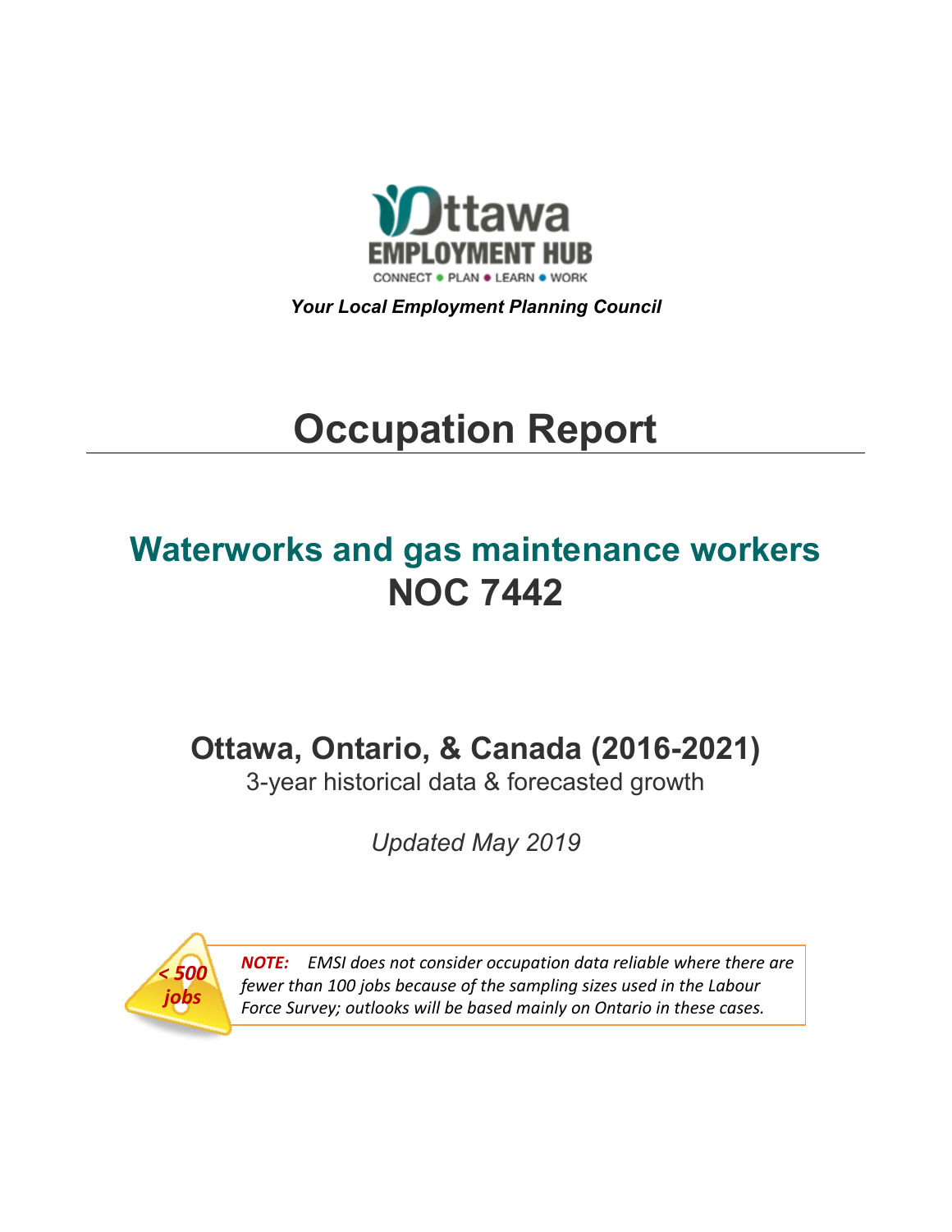Ottawa EMPLOYMENT HUB

CONNECT • PLAN • LEARN • WORK

***Your Local Employment Planning Council***

# Occupation Report

## Waterworks and gas maintenance workers
## NOC 7442

### Ottawa, Ontario, & Canada (2016-2021)

3-year historical data & forecasted growth

*Updated May 2019*

*< 500 jobs*

***NOTE:*** *EMSI does not consider occupation data reliable where there are fewer than 100 jobs because of the sampling sizes used in the Labour Force Survey; outlooks will be based mainly on Ontario in these cases.*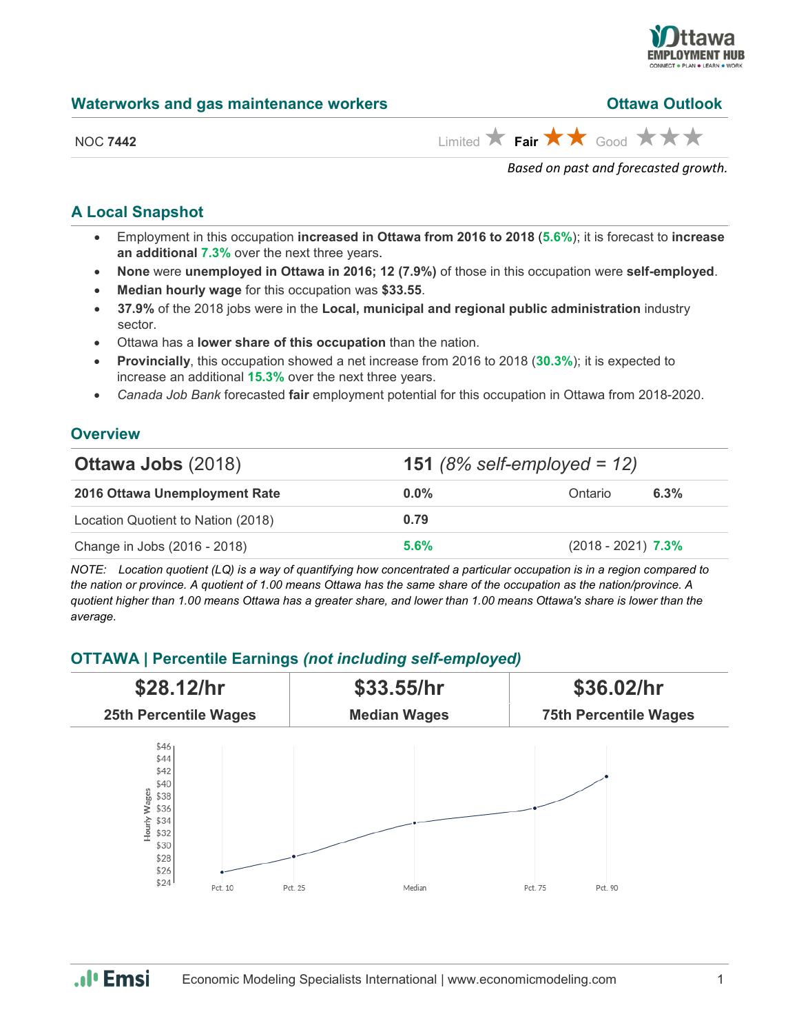## Waterworks and gas maintenance workers

**Ottawa Outlook**

NOC **7442**

Limited ★ **Fair ★★** Good ★★★

*Based on past and forecasted growth.*

## A Local Snapshot

- Employment in this occupation **increased in Ottawa from 2016 to 2018** (**5.6%**); it is forecast to **increase an additional 7.3%** over the next three years.
- **None** were **unemployed in Ottawa in 2016; 12 (7.9%)** of those in this occupation were **self-employed**.
- **Median hourly wage** for this occupation was **$33.55**.
- **37.9%** of the 2018 jobs were in the **Local, municipal and regional public administration** industry sector.
- Ottawa has a **lower share of this occupation** than the nation.
- **Provincially**, this occupation showed a net increase from 2016 to 2018 (**30.3%**); it is expected to increase an additional **15.3%** over the next three years.
- *Canada Job Bank* forecasted **fair** employment potential for this occupation in Ottawa from 2018-2020.

## Overview

| **Ottawa Jobs** (2018) | **151** *(8% self-employed = 12)* | | |
|---|---|---|---|
| **2016 Ottawa Unemployment Rate** | **0.0%** | Ontario | **6.3%** |
| Location Quotient to Nation (2018) | **0.79** | | |
| Change in Jobs (2016 - 2018) | **5.6%** | (2018 - 2021) | **7.3%** |

*NOTE: Location quotient (LQ) is a way of quantifying how concentrated a particular occupation is in a region compared to the nation or province. A quotient of 1.00 means Ottawa has the same share of the occupation as the nation/province. A quotient higher than 1.00 means Ottawa has a greater share, and lower than 1.00 means Ottawa's share is lower than the average.*

## OTTAWA | Percentile Earnings *(not including self-employed)*

| **$28.12/hr** | **$33.55/hr** | **$36.02/hr** |
|---|---|---|
| **25th Percentile Wages** | **Median Wages** | **75th Percentile Wages** |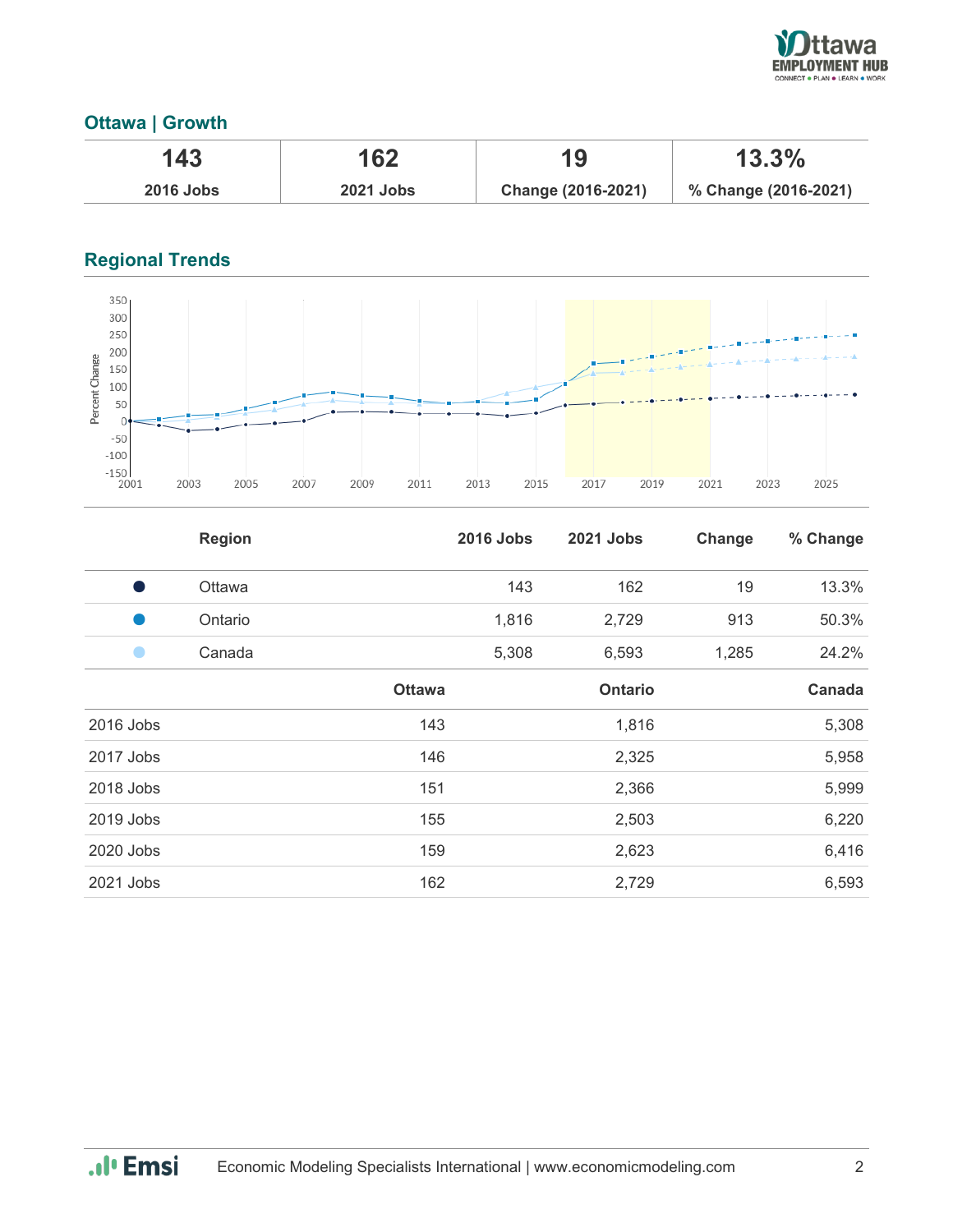## Ottawa | Growth

| 143 | 162 | 19 | 13.3% |
|---|---|---|---|
| 2016 Jobs | 2021 Jobs | Change (2016-2021) | % Change (2016-2021) |

## Regional Trends

| | Region | 2016 Jobs | 2021 Jobs | Change | % Change |
|---|---|---|---|---|---|
| ● | Ottawa | 143 | 162 | 19 | 13.3% |
| ● | Ontario | 1,816 | 2,729 | 913 | 50.3% |
| ● | Canada | 5,308 | 6,593 | 1,285 | 24.2% |

| | Ottawa | Ontario | Canada |
|---|---|---|---|
| 2016 Jobs | 143 | 1,816 | 5,308 |
| 2017 Jobs | 146 | 2,325 | 5,958 |
| 2018 Jobs | 151 | 2,366 | 5,999 |
| 2019 Jobs | 155 | 2,503 | 6,220 |
| 2020 Jobs | 159 | 2,623 | 6,416 |
| 2021 Jobs | 162 | 2,729 | 6,593 |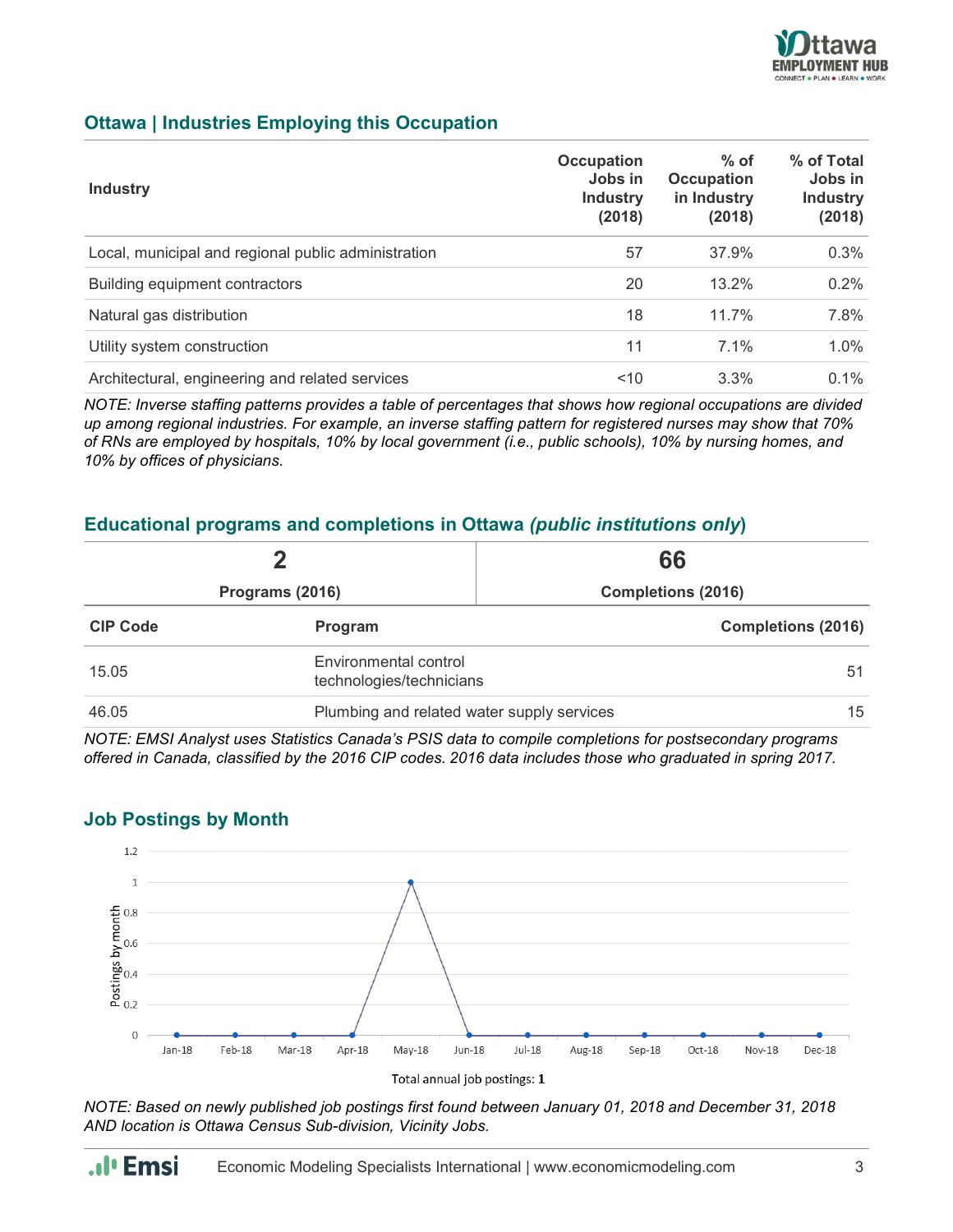## Ottawa | Industries Employing this Occupation

| Industry | Occupation Jobs in Industry (2018) | % of Occupation in Industry (2018) | % of Total Jobs in Industry (2018) |
|---|---|---|---|
| Local, municipal and regional public administration | 57 | 37.9% | 0.3% |
| Building equipment contractors | 20 | 13.2% | 0.2% |
| Natural gas distribution | 18 | 11.7% | 7.8% |
| Utility system construction | 11 | 7.1% | 1.0% |
| Architectural, engineering and related services | <10 | 3.3% | 0.1% |

*NOTE: Inverse staffing patterns provides a table of percentages that shows how regional occupations are divided up among regional industries. For example, an inverse staffing pattern for registered nurses may show that 70% of RNs are employed by hospitals, 10% by local government (i.e., public schools), 10% by nursing homes, and 10% by offices of physicians.*

## Educational programs and completions in Ottawa *(public institutions only)*

| 2 | 66 |
|---|---|
| **Programs (2016)** | **Completions (2016)** |

| CIP Code | Program | Completions (2016) |
|---|---|---|
| 15.05 | Environmental control technologies/technicians | 51 |
| 46.05 | Plumbing and related water supply services | 15 |

*NOTE: EMSI Analyst uses Statistics Canada's PSIS data to compile completions for postsecondary programs offered in Canada, classified by the 2016 CIP codes. 2016 data includes those who graduated in spring 2017.*

## Job Postings by Month

| Month | Postings by month |
|---|---|
| Jan-18 | 0 |
| Feb-18 | 0 |
| Mar-18 | 0 |
| Apr-18 | 0 |
| May-18 | 1 |
| Jun-18 | 0 |
| Jul-18 | 0 |
| Aug-18 | 0 |
| Sep-18 | 0 |
| Oct-18 | 0 |
| Nov-18 | 0 |
| Dec-18 | 0 |

Total annual job postings: **1**

*NOTE: Based on newly published job postings first found between January 01, 2018 and December 31, 2018 AND location is Ottawa Census Sub-division, Vicinity Jobs.*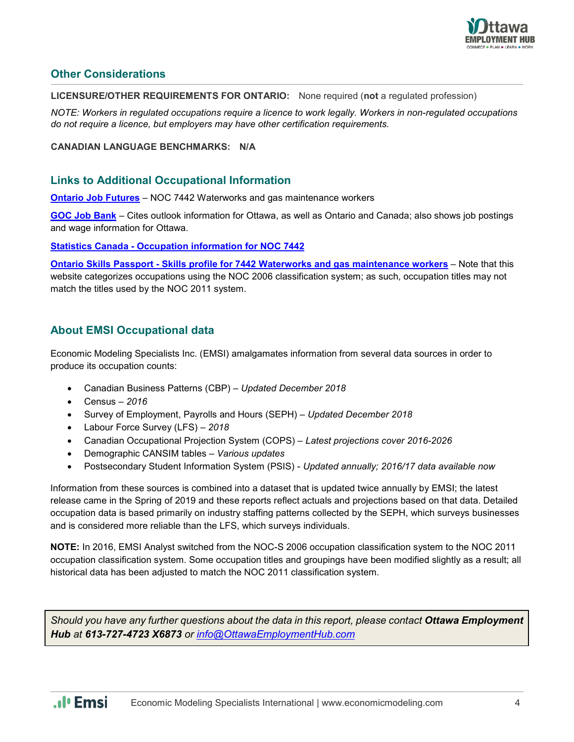## Other Considerations

**LICENSURE/OTHER REQUIREMENTS FOR ONTARIO:** None required (**not** a regulated profession)

*NOTE: Workers in regulated occupations require a licence to work legally. Workers in non-regulated occupations do not require a licence, but employers may have other certification requirements.*

**CANADIAN LANGUAGE BENCHMARKS: N/A**

## Links to Additional Occupational Information

**Ontario Job Futures** – NOC 7442 Waterworks and gas maintenance workers

**GOC Job Bank** – Cites outlook information for Ottawa, as well as Ontario and Canada; also shows job postings and wage information for Ottawa.

**Statistics Canada - Occupation information for NOC 7442**

**Ontario Skills Passport - Skills profile for 7442 Waterworks and gas maintenance workers** – Note that this website categorizes occupations using the NOC 2006 classification system; as such, occupation titles may not match the titles used by the NOC 2011 system.

## About EMSI Occupational data

Economic Modeling Specialists Inc. (EMSI) amalgamates information from several data sources in order to produce its occupation counts:

- Canadian Business Patterns (CBP) – *Updated December 2018*
- Census – *2016*
- Survey of Employment, Payrolls and Hours (SEPH) – *Updated December 2018*
- Labour Force Survey (LFS) – *2018*
- Canadian Occupational Projection System (COPS) – *Latest projections cover 2016-2026*
- Demographic CANSIM tables – *Various updates*
- Postsecondary Student Information System (PSIS) - *Updated annually; 2016/17 data available now*

Information from these sources is combined into a dataset that is updated twice annually by EMSI; the latest release came in the Spring of 2019 and these reports reflect actuals and projections based on that data. Detailed occupation data is based primarily on industry staffing patterns collected by the SEPH, which surveys businesses and is considered more reliable than the LFS, which surveys individuals.

**NOTE:** In 2016, EMSI Analyst switched from the NOC-S 2006 occupation classification system to the NOC 2011 occupation classification system. Some occupation titles and groupings have been modified slightly as a result; all historical data has been adjusted to match the NOC 2011 classification system.

*Should you have any further questions about the data in this report, please contact **Ottawa Employment Hub** at **613-727-4723 X6873** or info@OttawaEmploymentHub.com*